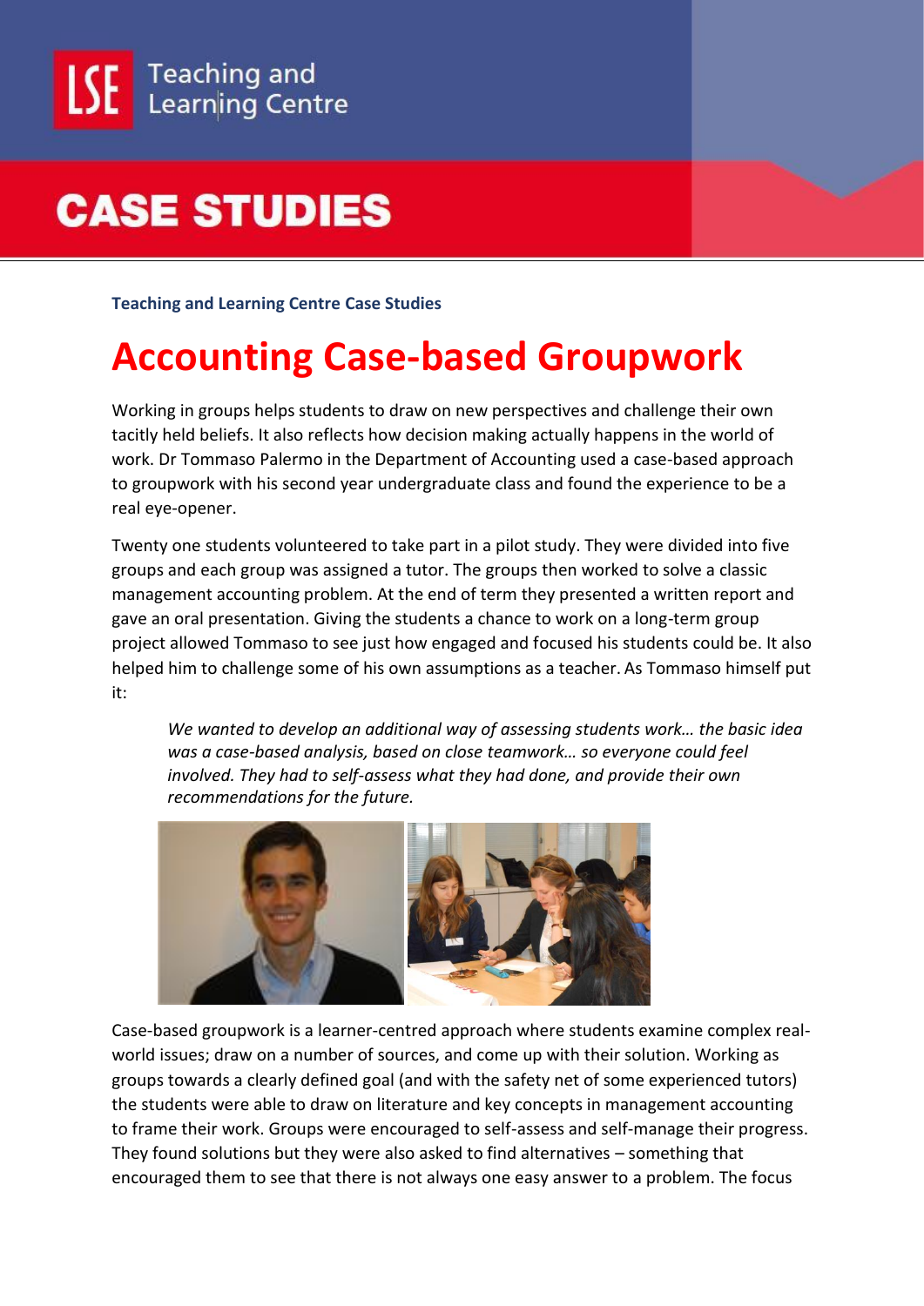**Teaching and Learning Centre Case Studies**

# Accounting Case-based Groupwork

Working in groups helps students to draw on new perspectives and challenge their own tacitly held beliefs. It also reflects how decision making actually happens in the world of work. Dr Tommaso Palermo in the Department of Accounting used a case-based approach to groupwork with his second year undergraduate class and found the experience to be a real eye-opener.

Twenty one students volunteered to take part in a pilot study. They were divided into five groups and each group was assigned a tutor. The groups then worked to solve a classic management accounting problem. At the end of term they presented a written report and gave an oral presentation. Giving the students a chance to work on a long-term group project allowed Tommaso to see just how engaged and focused his students could be. It also helped him to challenge some of his own assumptions as a teacher. As Tommaso himself put it:

> *We wanted to develop an additional way of assessing students work… the basic idea was a case-based analysis, based on close teamwork… so everyone could feel involved. They had to self-assess what they had done, and provide their own recommendations for the future.*

Case-based groupwork is a learner-centred approach where students examine complex real-world issues; draw on a number of sources, and come up with their solution. Working as groups towards a clearly defined goal (and with the safety net of some experienced tutors) the students were able to draw on literature and key concepts in management accounting to frame their work. Groups were encouraged to self-assess and self-manage their progress. They found solutions but they were also asked to find alternatives – something that encouraged them to see that there is not always one easy answer to a problem. The focus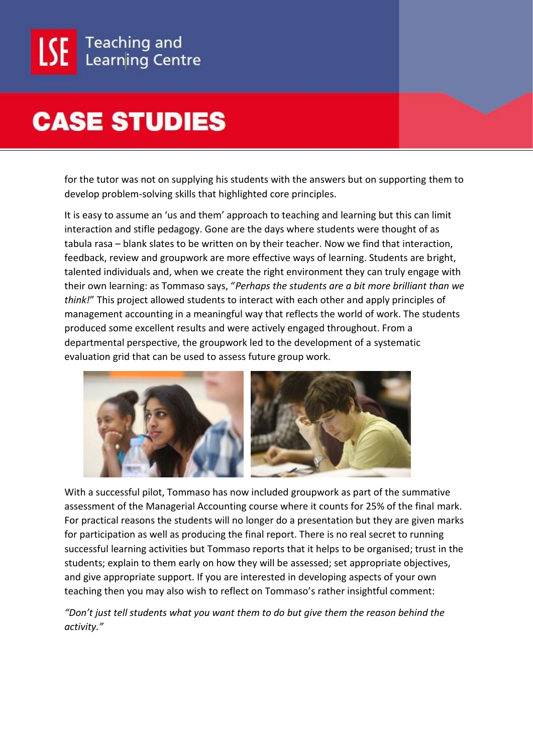for the tutor was not on supplying his students with the answers but on supporting them to develop problem-solving skills that highlighted core principles.

It is easy to assume an 'us and them' approach to teaching and learning but this can limit interaction and stifle pedagogy. Gone are the days where students were thought of as tabula rasa – blank slates to be written on by their teacher. Now we find that interaction, feedback, review and groupwork are more effective ways of learning. Students are bright, talented individuals and, when we create the right environment they can truly engage with their own learning: as Tommaso says, "*Perhaps the students are a bit more brilliant than we think!*" This project allowed students to interact with each other and apply principles of management accounting in a meaningful way that reflects the world of work. The students produced some excellent results and were actively engaged throughout. From a departmental perspective, the groupwork led to the development of a systematic evaluation grid that can be used to assess future group work.

With a successful pilot, Tommaso has now included groupwork as part of the summative assessment of the Managerial Accounting course where it counts for 25% of the final mark. For practical reasons the students will no longer do a presentation but they are given marks for participation as well as producing the final report. There is no real secret to running successful learning activities but Tommaso reports that it helps to be organised; trust in the students; explain to them early on how they will be assessed; set appropriate objectives, and give appropriate support. If you are interested in developing aspects of your own teaching then you may also wish to reflect on Tommaso's rather insightful comment:

*"Don't just tell students what you want them to do but give them the reason behind the activity."*